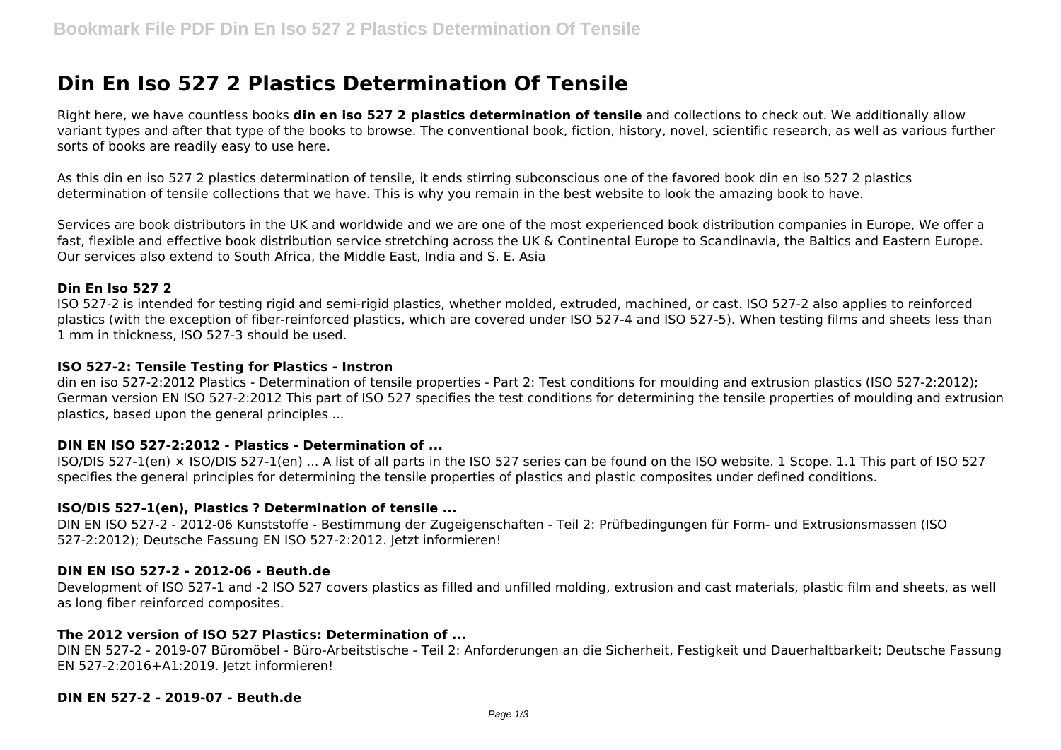# Din En Iso 527 2 Plastics Determination Of Tensile

Right here, we have countless books **din en iso 527 2 plastics determination of tensile** and collections to check out. We additionally allow variant types and after that type of the books to browse. The conventional book, fiction, history, novel, scientific research, as well as various further sorts of books are readily easy to use here.

As this din en iso 527 2 plastics determination of tensile, it ends stirring subconscious one of the favored book din en iso 527 2 plastics determination of tensile collections that we have. This is why you remain in the best website to look the amazing book to have.

Services are book distributors in the UK and worldwide and we are one of the most experienced book distribution companies in Europe, We offer a fast, flexible and effective book distribution service stretching across the UK & Continental Europe to Scandinavia, the Baltics and Eastern Europe. Our services also extend to South Africa, the Middle East, India and S. E. Asia

### Din En Iso 527 2

ISO 527-2 is intended for testing rigid and semi-rigid plastics, whether molded, extruded, machined, or cast. ISO 527-2 also applies to reinforced plastics (with the exception of fiber-reinforced plastics, which are covered under ISO 527-4 and ISO 527-5). When testing films and sheets less than 1 mm in thickness, ISO 527-3 should be used.

### ISO 527-2: Tensile Testing for Plastics - Instron

din en iso 527-2:2012 Plastics - Determination of tensile properties - Part 2: Test conditions for moulding and extrusion plastics (ISO 527-2:2012); German version EN ISO 527-2:2012 This part of ISO 527 specifies the test conditions for determining the tensile properties of moulding and extrusion plastics, based upon the general principles ...

### DIN EN ISO 527-2:2012 - Plastics - Determination of ...

ISO/DIS 527-1(en) × ISO/DIS 527-1(en) ... A list of all parts in the ISO 527 series can be found on the ISO website. 1 Scope. 1.1 This part of ISO 527 specifies the general principles for determining the tensile properties of plastics and plastic composites under defined conditions.

### ISO/DIS 527-1(en), Plastics ? Determination of tensile ...

DIN EN ISO 527-2 - 2012-06 Kunststoffe - Bestimmung der Zugeigenschaften - Teil 2: Prüfbedingungen für Form- und Extrusionsmassen (ISO 527-2:2012); Deutsche Fassung EN ISO 527-2:2012. Jetzt informieren!

### DIN EN ISO 527-2 - 2012-06 - Beuth.de

Development of ISO 527-1 and -2 ISO 527 covers plastics as filled and unfilled molding, extrusion and cast materials, plastic film and sheets, as well as long fiber reinforced composites.

### The 2012 version of ISO 527 Plastics: Determination of ...

DIN EN 527-2 - 2019-07 Büromöbel - Büro-Arbeitstische - Teil 2: Anforderungen an die Sicherheit, Festigkeit und Dauerhaltbarkeit; Deutsche Fassung EN 527-2:2016+A1:2019. Jetzt informieren!

### DIN EN 527-2 - 2019-07 - Beuth.de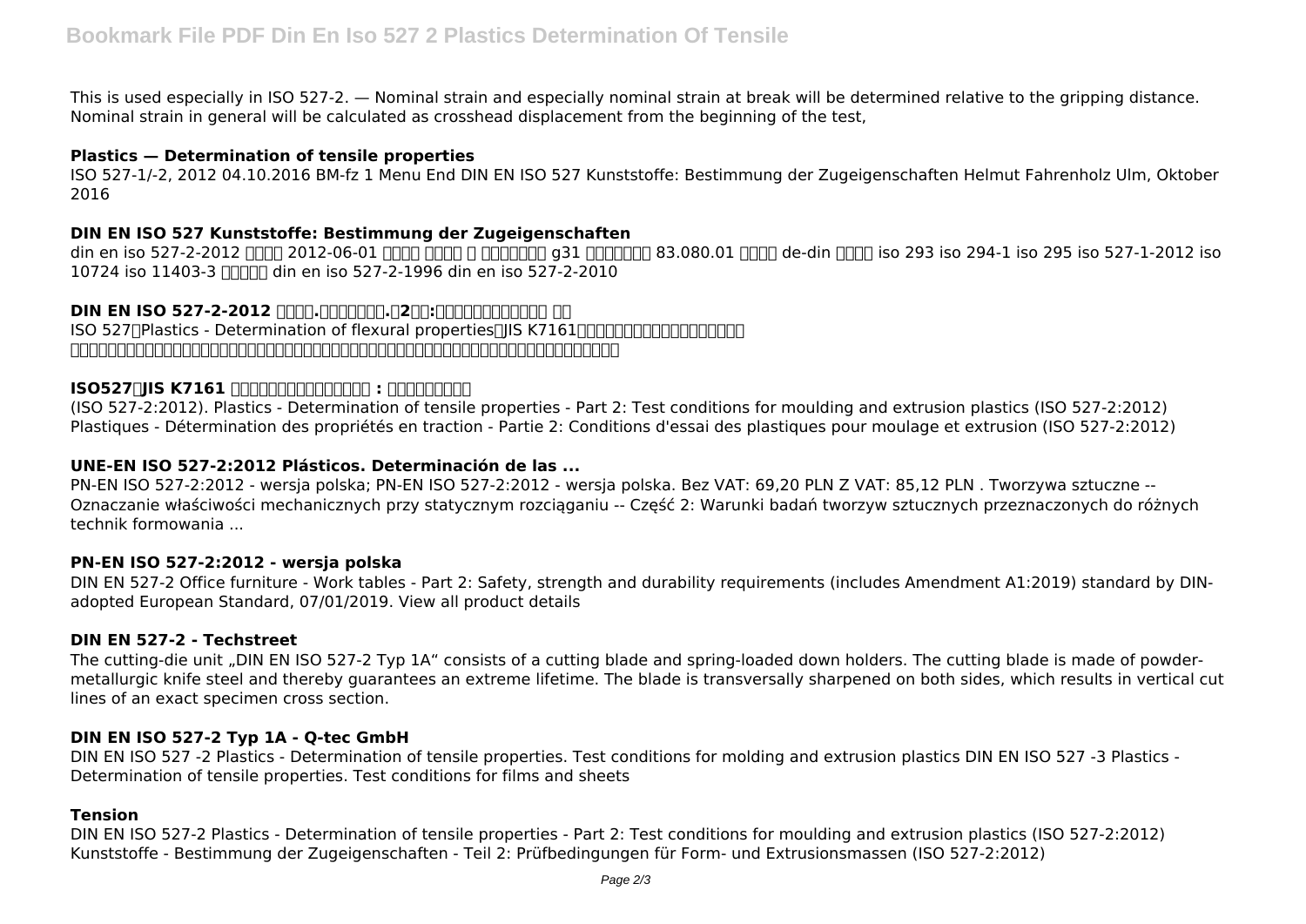This is used especially in ISO 527-2. — Nominal strain and especially nominal strain at break will be determined relative to the gripping distance. Nominal strain in general will be calculated as crosshead displacement from the beginning of the test,

### Plastics — Determination of tensile properties

ISO 527-1/-2, 2012 04.10.2016 BM-fz 1 Menu End DIN EN ISO 527 Kunststoffe: Bestimmung der Zugeigenschaften Helmut Fahrenholz Ulm, Oktober 2016

### DIN EN ISO 527 Kunststoffe: Bestimmung der Zugeigenschaften

din en iso 527-2-2012 □□□□ 2012-06-01 □□□□ □□□□ □ □□□□□□□ g31 □□□□□□□ 83.080.01 □□□□ de-din □□□□ iso 293 iso 294-1 iso 295 iso 527-1-2012 iso 10724 iso 11403-3 □□□□□ din en iso 527-2-1996 din en iso 527-2-2010

### DIN EN ISO 527-2-2012 □□□□.□□□□□□□□.□2□□:□□□□□□□□□□□□□ □□

ISO 527□Plastics - Determination of flexural properties□JIS K7161□□□□□□□□□□□□□□□□□□
□□□□□□□□□□□□□□□□□□□□□□□□□□□□□□□□□□□□□□□□□□□□□□□□□□□□□□□□□□□□

### ISO527□JIS K7161 □□□□□□□□□□□□□□□□ : □□□□□□□□□

(ISO 527-2:2012). Plastics - Determination of tensile properties - Part 2: Test conditions for moulding and extrusion plastics (ISO 527-2:2012) Plastiques - Détermination des propriétés en traction - Partie 2: Conditions d'essai des plastiques pour moulage et extrusion (ISO 527-2:2012)

### UNE-EN ISO 527-2:2012 Plásticos. Determinación de las ...

PN-EN ISO 527-2:2012 - wersja polska; PN-EN ISO 527-2:2012 - wersja polska. Bez VAT: 69,20 PLN Z VAT: 85,12 PLN . Tworzywa sztuczne -- Oznaczanie właściwości mechanicznych przy statycznym rozciąganiu -- Część 2: Warunki badań tworzyw sztucznych przeznaczonych do różnych technik formowania ...

### PN-EN ISO 527-2:2012 - wersja polska

DIN EN 527-2 Office furniture - Work tables - Part 2: Safety, strength and durability requirements (includes Amendment A1:2019) standard by DIN-adopted European Standard, 07/01/2019. View all product details

### DIN EN 527-2 - Techstreet

The cutting-die unit „DIN EN ISO 527-2 Typ 1A" consists of a cutting blade and spring-loaded down holders. The cutting blade is made of powder-metallurgic knife steel and thereby guarantees an extreme lifetime. The blade is transversally sharpened on both sides, which results in vertical cut lines of an exact specimen cross section.

### DIN EN ISO 527-2 Typ 1A - Q-tec GmbH

DIN EN ISO 527 -2 Plastics - Determination of tensile properties. Test conditions for molding and extrusion plastics DIN EN ISO 527 -3 Plastics - Determination of tensile properties. Test conditions for films and sheets

### Tension

DIN EN ISO 527-2 Plastics - Determination of tensile properties - Part 2: Test conditions for moulding and extrusion plastics (ISO 527-2:2012) Kunststoffe - Bestimmung der Zugeigenschaften - Teil 2: Prüfbedingungen für Form- und Extrusionsmassen (ISO 527-2:2012)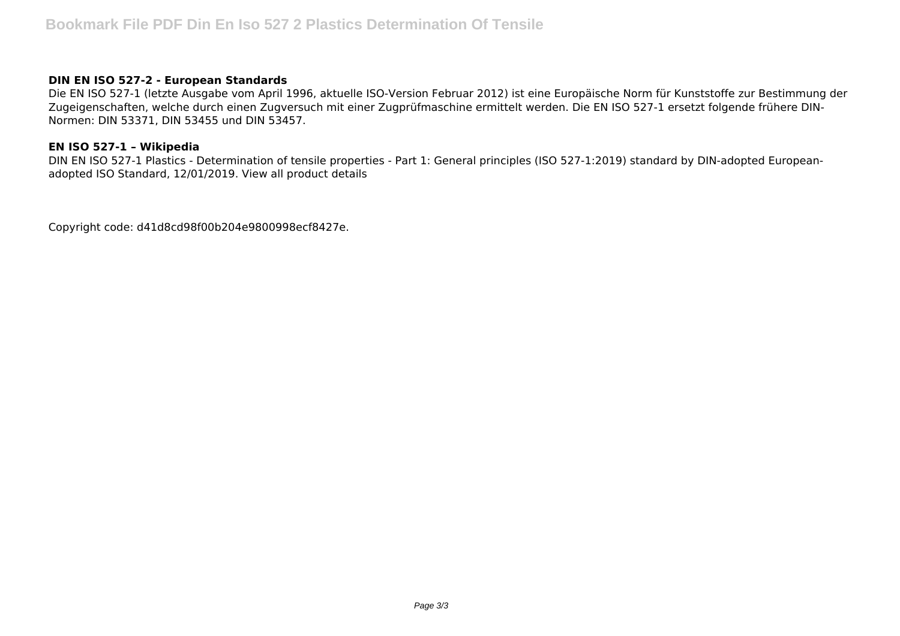**DIN EN ISO 527-2 - European Standards**

Die EN ISO 527-1 (letzte Ausgabe vom April 1996, aktuelle ISO-Version Februar 2012) ist eine Europäische Norm für Kunststoffe zur Bestimmung der Zugeigenschaften, welche durch einen Zugversuch mit einer Zugprüfmaschine ermittelt werden. Die EN ISO 527-1 ersetzt folgende frühere DIN-Normen: DIN 53371, DIN 53455 und DIN 53457.

**EN ISO 527-1 – Wikipedia**

DIN EN ISO 527-1 Plastics - Determination of tensile properties - Part 1: General principles (ISO 527-1:2019) standard by DIN-adopted European-adopted ISO Standard, 12/01/2019. View all product details

Copyright code: d41d8cd98f00b204e9800998ecf8427e.